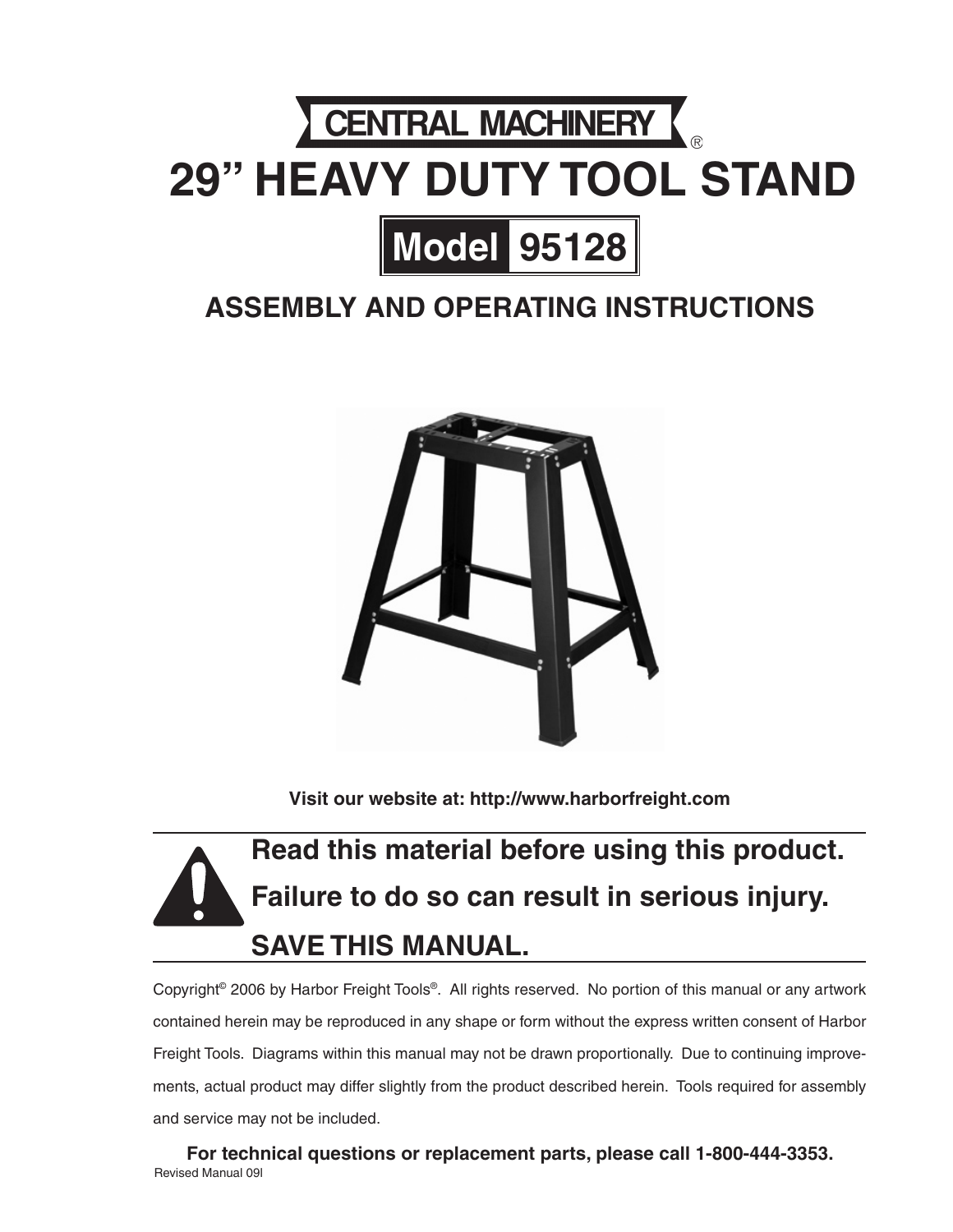**CENTRAL MACHINERY®**

# 29" HEAVY DUTY TOOL STAND

## Model 95128

## ASSEMBLY AND OPERATING INSTRUCTIONS

**Visit our website at: http://www.harborfreight.com**

**Read this material before using this product.**
**Failure to do so can result in serious injury.**
**SAVE THIS MANUAL.**

Copyright© 2006 by Harbor Freight Tools®. All rights reserved. No portion of this manual or any artwork contained herein may be reproduced in any shape or form without the express written consent of Harbor Freight Tools. Diagrams within this manual may not be drawn proportionally. Due to continuing improvements, actual product may differ slightly from the product described herein. Tools required for assembly and service may not be included.

**For technical questions or replacement parts, please call 1-800-444-3353.**

Revised Manual 09l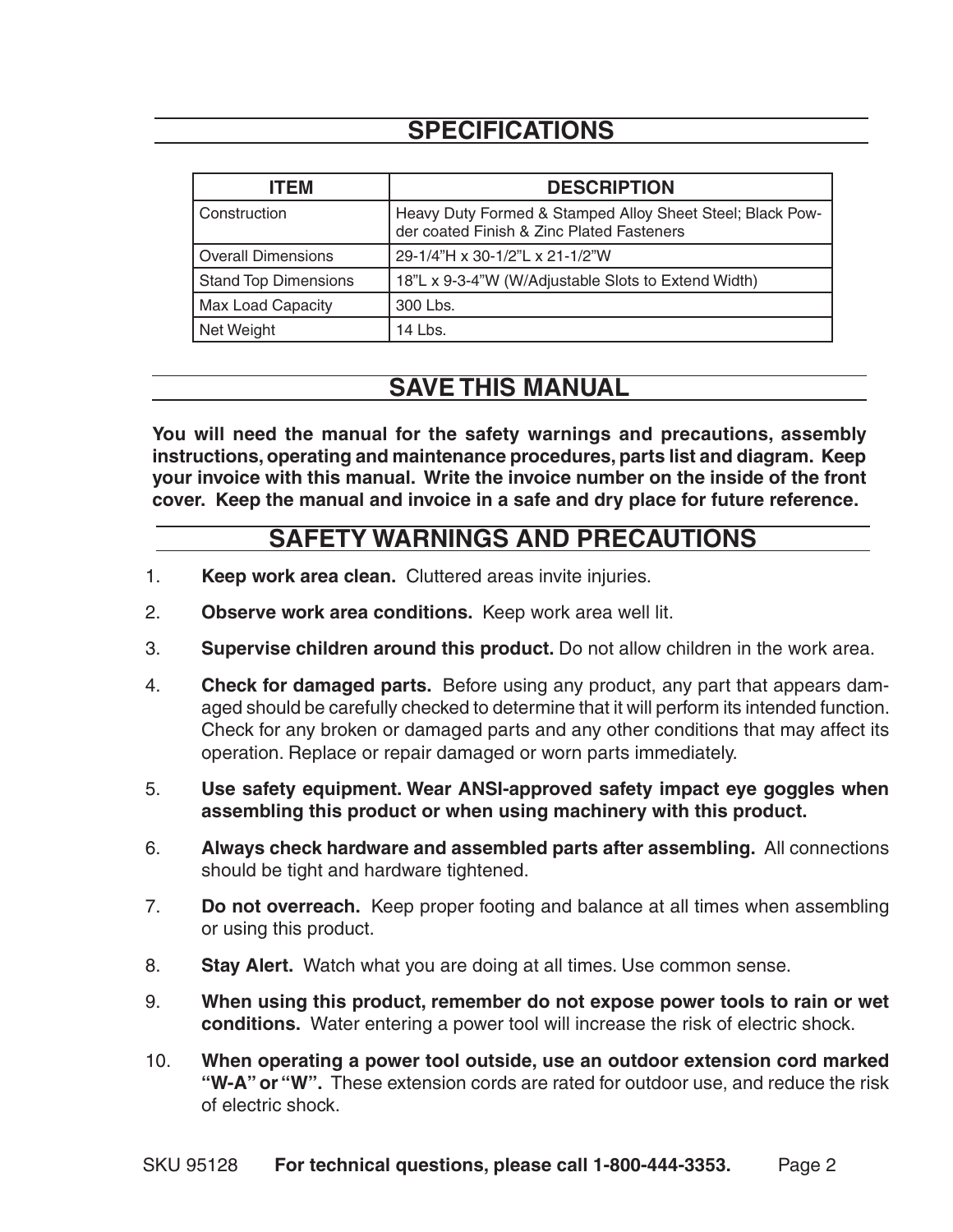## SPECIFICATIONS

| ITEM | DESCRIPTION |
|---|---|
| Construction | Heavy Duty Formed & Stamped Alloy Sheet Steel; Black Powder coated Finish & Zinc Plated Fasteners |
| Overall Dimensions | 29-1/4"H x 30-1/2"L x 21-1/2"W |
| Stand Top Dimensions | 18"L x 9-3-4"W (W/Adjustable Slots to Extend Width) |
| Max Load Capacity | 300 Lbs. |
| Net Weight | 14 Lbs. |

## SAVE THIS MANUAL

**You will need the manual for the safety warnings and precautions, assembly instructions, operating and maintenance procedures, parts list and diagram. Keep your invoice with this manual. Write the invoice number on the inside of the front cover. Keep the manual and invoice in a safe and dry place for future reference.**

## SAFETY WARNINGS AND PRECAUTIONS

1. **Keep work area clean.** Cluttered areas invite injuries.
2. **Observe work area conditions.** Keep work area well lit.
3. **Supervise children around this product.** Do not allow children in the work area.
4. **Check for damaged parts.** Before using any product, any part that appears damaged should be carefully checked to determine that it will perform its intended function. Check for any broken or damaged parts and any other conditions that may affect its operation. Replace or repair damaged or worn parts immediately.
5. **Use safety equipment. Wear ANSI-approved safety impact eye goggles when assembling this product or when using machinery with this product.**
6. **Always check hardware and assembled parts after assembling.** All connections should be tight and hardware tightened.
7. **Do not overreach.** Keep proper footing and balance at all times when assembling or using this product.
8. **Stay Alert.** Watch what you are doing at all times. Use common sense.
9. **When using this product, remember do not expose power tools to rain or wet conditions.** Water entering a power tool will increase the risk of electric shock.
10. **When operating a power tool outside, use an outdoor extension cord marked "W-A" or "W".** These extension cords are rated for outdoor use, and reduce the risk of electric shock.

SKU 95128 **For technical questions, please call 1-800-444-3353.**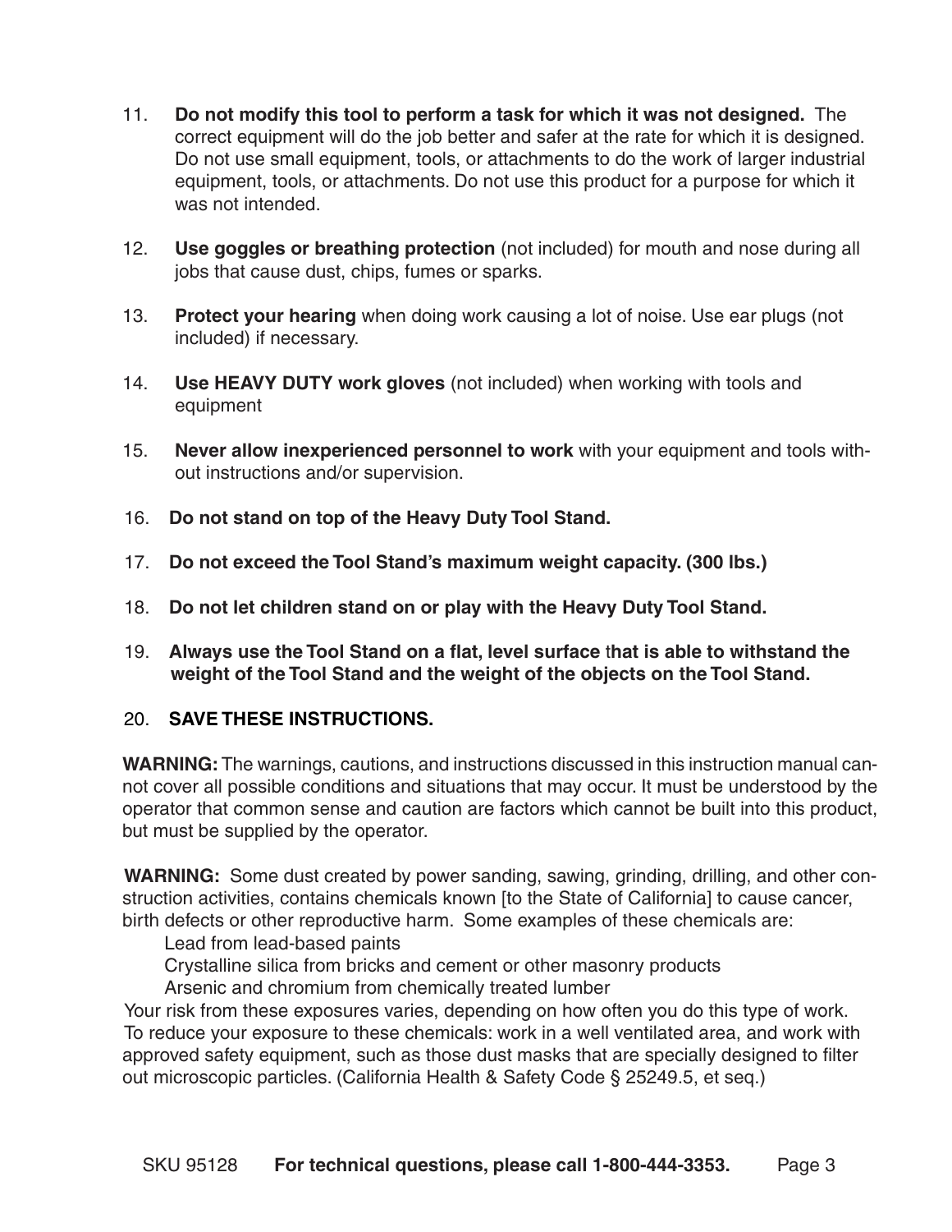11. **Do not modify this tool to perform a task for which it was not designed.** The correct equipment will do the job better and safer at the rate for which it is designed. Do not use small equipment, tools, or attachments to do the work of larger industrial equipment, tools, or attachments. Do not use this product for a purpose for which it was not intended.

12. **Use goggles or breathing protection** (not included) for mouth and nose during all jobs that cause dust, chips, fumes or sparks.

13. **Protect your hearing** when doing work causing a lot of noise. Use ear plugs (not included) if necessary.

14. **Use HEAVY DUTY work gloves** (not included) when working with tools and equipment

15. **Never allow inexperienced personnel to work** with your equipment and tools without instructions and/or supervision.

16. **Do not stand on top of the Heavy Duty Tool Stand.**

17. **Do not exceed the Tool Stand's maximum weight capacity. (300 lbs.)**

18. **Do not let children stand on or play with the Heavy Duty Tool Stand.**

19. **Always use the Tool Stand on a flat, level surface that is able to withstand the weight of the Tool Stand and the weight of the objects on the Tool Stand.**

20. **SAVE THESE INSTRUCTIONS.**

**WARNING:** The warnings, cautions, and instructions discussed in this instruction manual cannot cover all possible conditions and situations that may occur. It must be understood by the operator that common sense and caution are factors which cannot be built into this product, but must be supplied by the operator.

**WARNING:** Some dust created by power sanding, sawing, grinding, drilling, and other construction activities, contains chemicals known [to the State of California] to cause cancer, birth defects or other reproductive harm. Some examples of these chemicals are:

Lead from lead-based paints
Crystalline silica from bricks and cement or other masonry products
Arsenic and chromium from chemically treated lumber

Your risk from these exposures varies, depending on how often you do this type of work. To reduce your exposure to these chemicals: work in a well ventilated area, and work with approved safety equipment, such as those dust masks that are specially designed to filter out microscopic particles. (California Health & Safety Code § 25249.5, et seq.)

SKU 95128 **For technical questions, please call 1-800-444-3353.**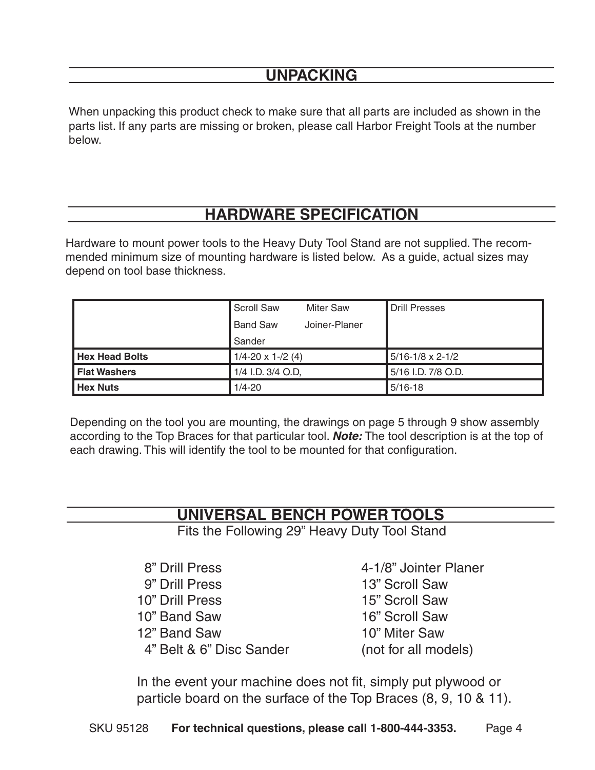## UNPACKING

When unpacking this product check to make sure that all parts are included as shown in the parts list. If any parts are missing or broken, please call Harbor Freight Tools at the number below.

## HARDWARE SPECIFICATION

Hardware to mount power tools to the Heavy Duty Tool Stand are not supplied. The recommended minimum size of mounting hardware is listed below. As a guide, actual sizes may depend on tool base thickness.

| | Scroll Saw, Miter Saw, Band Saw, Joiner-Planer, Sander | Drill Presses |
|---|---|---|
| **Hex Head Bolts** | 1/4-20 x 1-/2 (4) | 5/16-1/8 x 2-1/2 |
| **Flat Washers** | 1/4 I.D. 3/4 O.D, | 5/16 I.D. 7/8 O.D. |
| **Hex Nuts** | 1/4-20 | 5/16-18 |

Depending on the tool you are mounting, the drawings on page 5 through 9 show assembly according to the Top Braces for that particular tool. ***Note:*** The tool description is at the top of each drawing. This will identify the tool to be mounted for that configuration.

## UNIVERSAL BENCH POWER TOOLS

Fits the Following 29" Heavy Duty Tool Stand

- 8" Drill Press
- 9" Drill Press
- 10" Drill Press
- 10" Band Saw
- 12" Band Saw
- 4" Belt & 6" Disc Sander
- 4-1/8" Jointer Planer
- 13" Scroll Saw
- 15" Scroll Saw
- 16" Scroll Saw
- 10" Miter Saw (not for all models)

In the event your machine does not fit, simply put plywood or particle board on the surface of the Top Braces (8, 9, 10 & 11).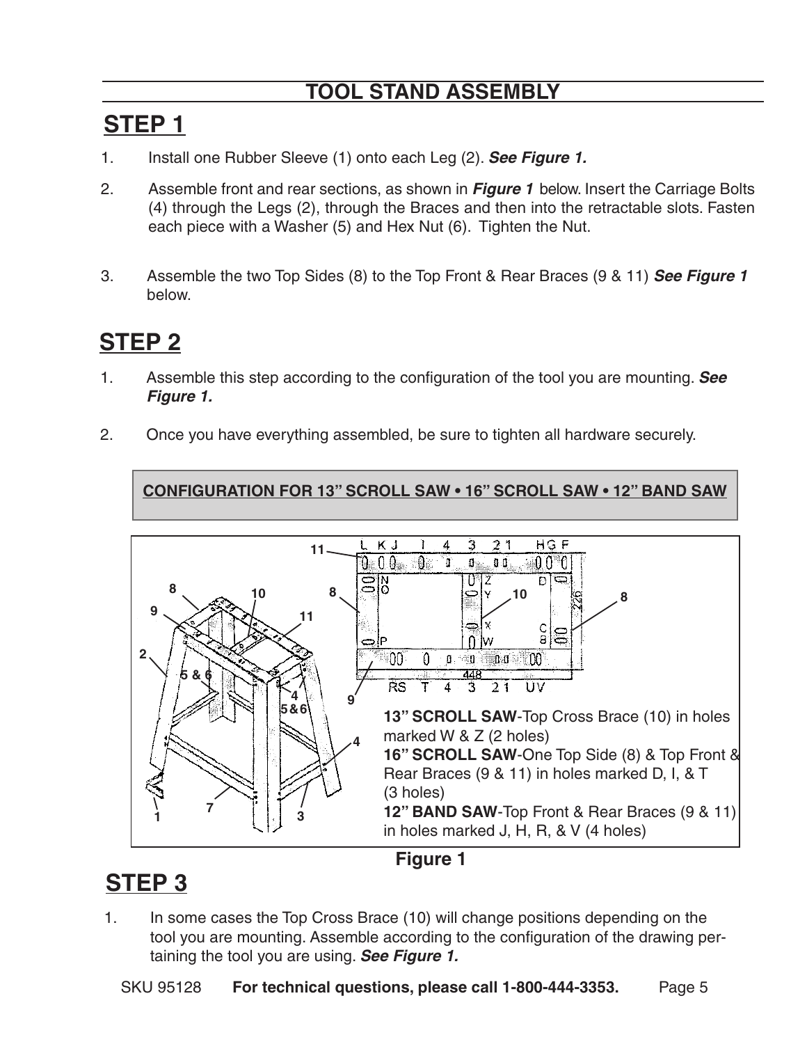## TOOL STAND ASSEMBLY

## STEP 1

1. Install one Rubber Sleeve (1) onto each Leg (2). ***See Figure 1.***
2. Assemble front and rear sections, as shown in ***Figure 1*** below. Insert the Carriage Bolts (4) through the Legs (2), through the Braces and then into the retractable slots. Fasten each piece with a Washer (5) and Hex Nut (6). Tighten the Nut.
3. Assemble the two Top Sides (8) to the Top Front & Rear Braces (9 & 11) ***See Figure 1*** below.

## STEP 2

1. Assemble this step according to the configuration of the tool you are mounting. ***See Figure 1.***
2. Once you have everything assembled, be sure to tighten all hardware securely.

**CONFIGURATION FOR 13" SCROLL SAW • 16" SCROLL SAW • 12" BAND SAW**

**13" SCROLL SAW**-Top Cross Brace (10) in holes marked W & Z (2 holes)
**16" SCROLL SAW**-One Top Side (8) & Top Front & Rear Braces (9 & 11) in holes marked D, I, & T (3 holes)
**12" BAND SAW**-Top Front & Rear Braces (9 & 11) in holes marked J, H, R, & V (4 holes)

**Figure 1**

## STEP 3

1. In some cases the Top Cross Brace (10) will change positions depending on the tool you are mounting. Assemble according to the configuration of the drawing pertaining the tool you are using. ***See Figure 1.***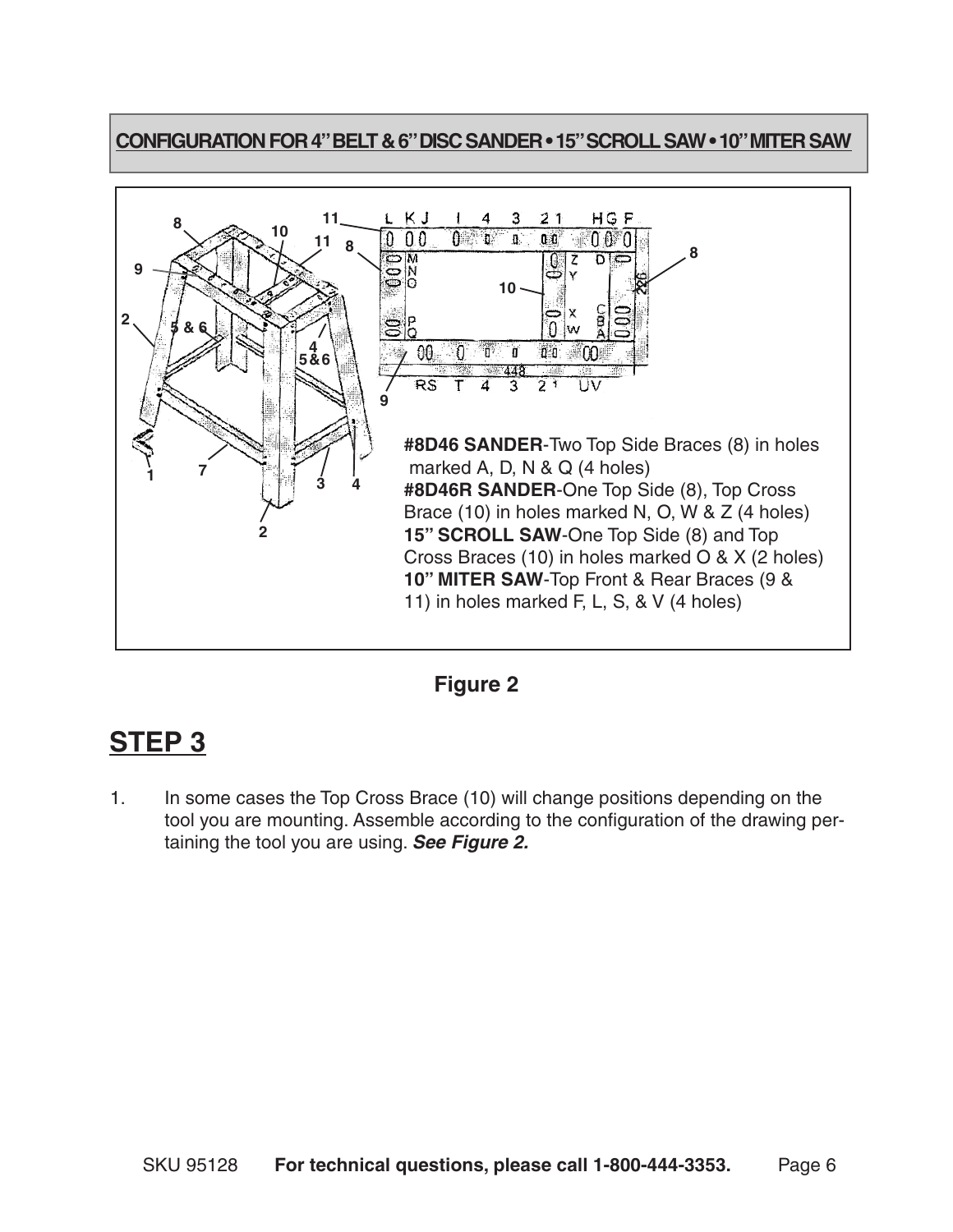**CONFIGURATION FOR 4" BELT & 6" DISC SANDER • 15" SCROLL SAW • 10" MITER SAW**

**#8D46 SANDER**-Two Top Side Braces (8) in holes marked A, D, N & Q (4 holes)
**#8D46R SANDER**-One Top Side (8), Top Cross Brace (10) in holes marked N, O, W & Z (4 holes)
**15" SCROLL SAW**-One Top Side (8) and Top Cross Braces (10) in holes marked O & X (2 holes)
**10" MITER SAW**-Top Front & Rear Braces (9 & 11) in holes marked F, L, S, & V (4 holes)

**Figure 2**

# STEP 3

1. In some cases the Top Cross Brace (10) will change positions depending on the tool you are mounting. Assemble according to the configuration of the drawing pertaining the tool you are using. ***See Figure 2.***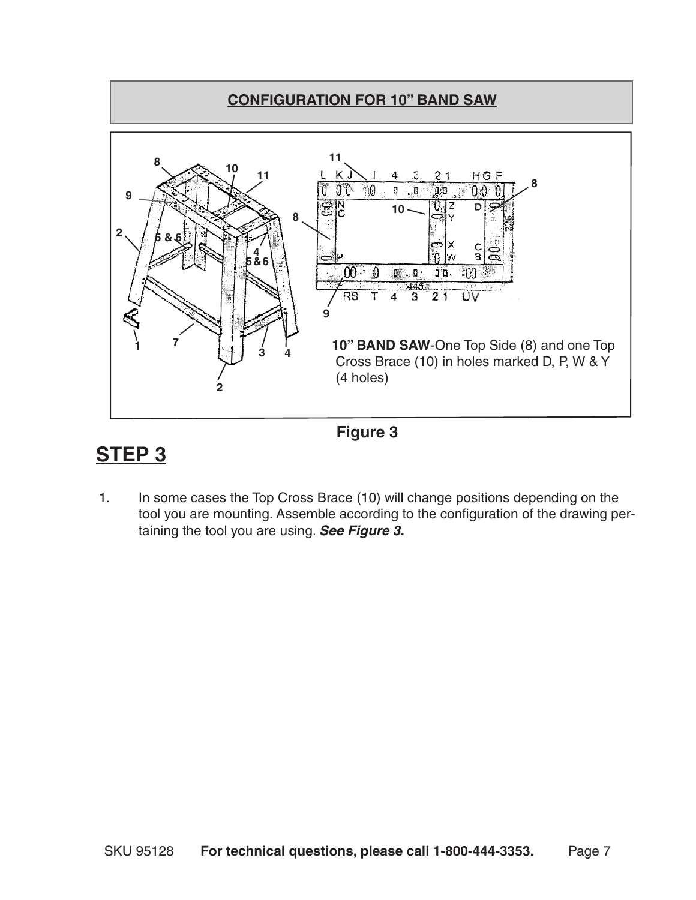## CONFIGURATION FOR 10" BAND SAW

**10" BAND SAW**-One Top Side (8) and one Top Cross Brace (10) in holes marked D, P, W & Y (4 holes)

**Figure 3**

# STEP 3

1. In some cases the Top Cross Brace (10) will change positions depending on the tool you are mounting. Assemble according to the configuration of the drawing pertaining the tool you are using. ***See Figure 3.***

SKU 95128 **For technical questions, please call 1-800-444-3353.**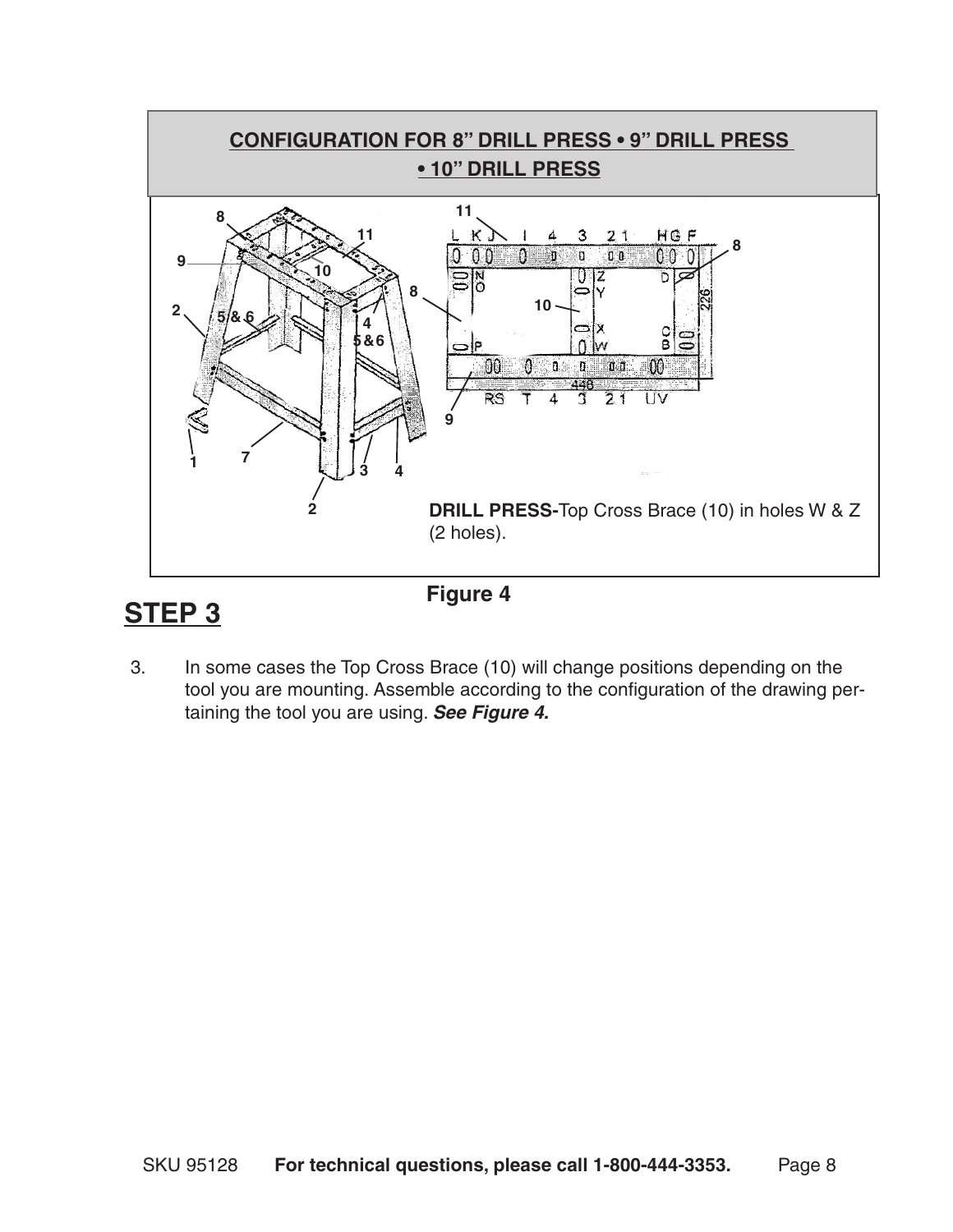**CONFIGURATION FOR 8" DRILL PRESS • 9" DRILL PRESS • 10" DRILL PRESS**

**DRILL PRESS-**Top Cross Brace (10) in holes W & Z (2 holes).

**Figure 4**

## STEP 3

3. In some cases the Top Cross Brace (10) will change positions depending on the tool you are mounting. Assemble according to the configuration of the drawing pertaining the tool you are using. ***See Figure 4.***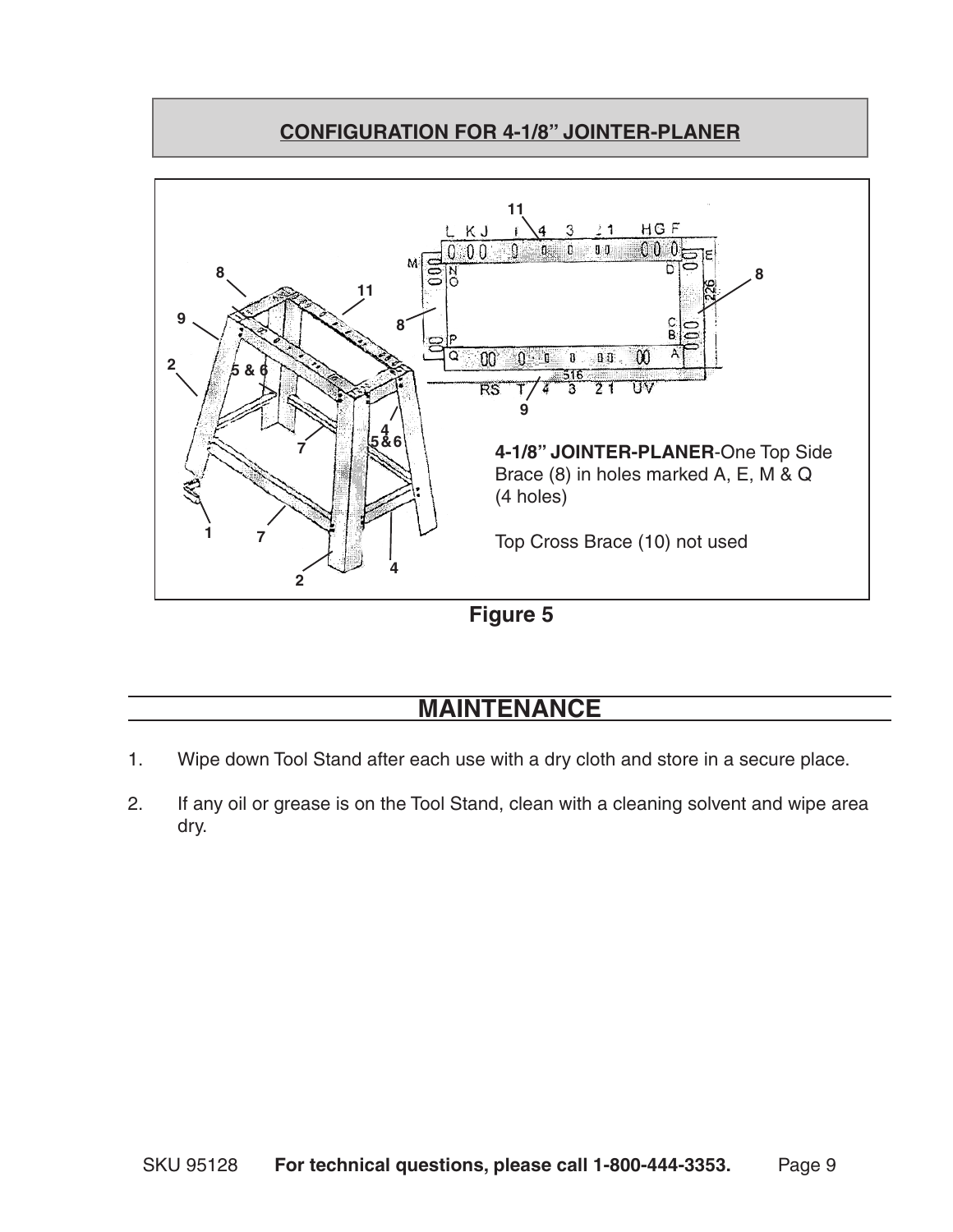## CONFIGURATION FOR 4-1/8" JOINTER-PLANER

**4-1/8" JOINTER-PLANER**-One Top Side Brace (8) in holes marked A, E, M & Q (4 holes)

Top Cross Brace (10) not used

**Figure 5**

## MAINTENANCE

1. Wipe down Tool Stand after each use with a dry cloth and store in a secure place.
2. If any oil or grease is on the Tool Stand, clean with a cleaning solvent and wipe area dry.

SKU 95128 **For technical questions, please call 1-800-444-3353.**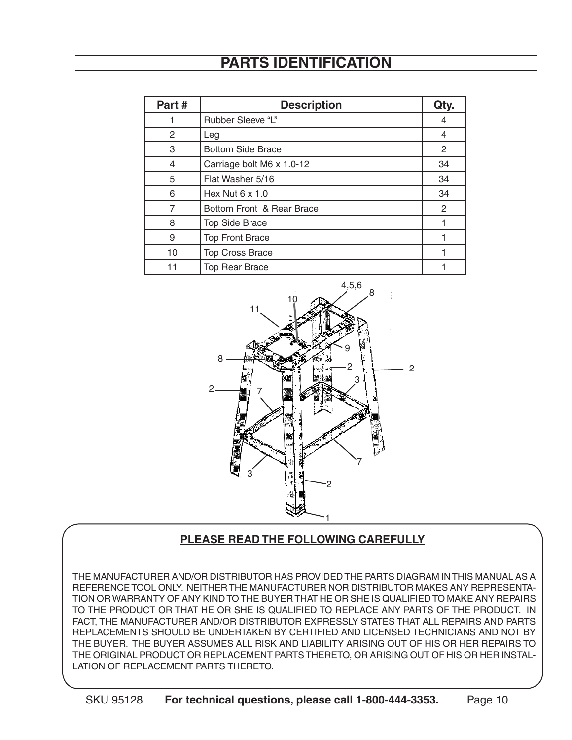# PARTS IDENTIFICATION

| Part # | Description | Qty. |
|---|---|---|
| 1 | Rubber Sleeve "L" | 4 |
| 2 | Leg | 4 |
| 3 | Bottom Side Brace | 2 |
| 4 | Carriage bolt M6 x 1.0-12 | 34 |
| 5 | Flat Washer 5/16 | 34 |
| 6 | Hex Nut 6 x 1.0 | 34 |
| 7 | Bottom Front & Rear Brace | 2 |
| 8 | Top Side Brace | 1 |
| 9 | Top Front Brace | 1 |
| 10 | Top Cross Brace | 1 |
| 11 | Top Rear Brace | 1 |

**PLEASE READ THE FOLLOWING CAREFULLY**

THE MANUFACTURER AND/OR DISTRIBUTOR HAS PROVIDED THE PARTS DIAGRAM IN THIS MANUAL AS A REFERENCE TOOL ONLY. NEITHER THE MANUFACTURER NOR DISTRIBUTOR MAKES ANY REPRESENTATION OR WARRANTY OF ANY KIND TO THE BUYER THAT HE OR SHE IS QUALIFIED TO MAKE ANY REPAIRS TO THE PRODUCT OR THAT HE OR SHE IS QUALIFIED TO REPLACE ANY PARTS OF THE PRODUCT. IN FACT, THE MANUFACTURER AND/OR DISTRIBUTOR EXPRESSLY STATES THAT ALL REPAIRS AND PARTS REPLACEMENTS SHOULD BE UNDERTAKEN BY CERTIFIED AND LICENSED TECHNICIANS AND NOT BY THE BUYER. THE BUYER ASSUMES ALL RISK AND LIABILITY ARISING OUT OF HIS OR HER REPAIRS TO THE ORIGINAL PRODUCT OR REPLACEMENT PARTS THERETO, OR ARISING OUT OF HIS OR HER INSTALLATION OF REPLACEMENT PARTS THERETO.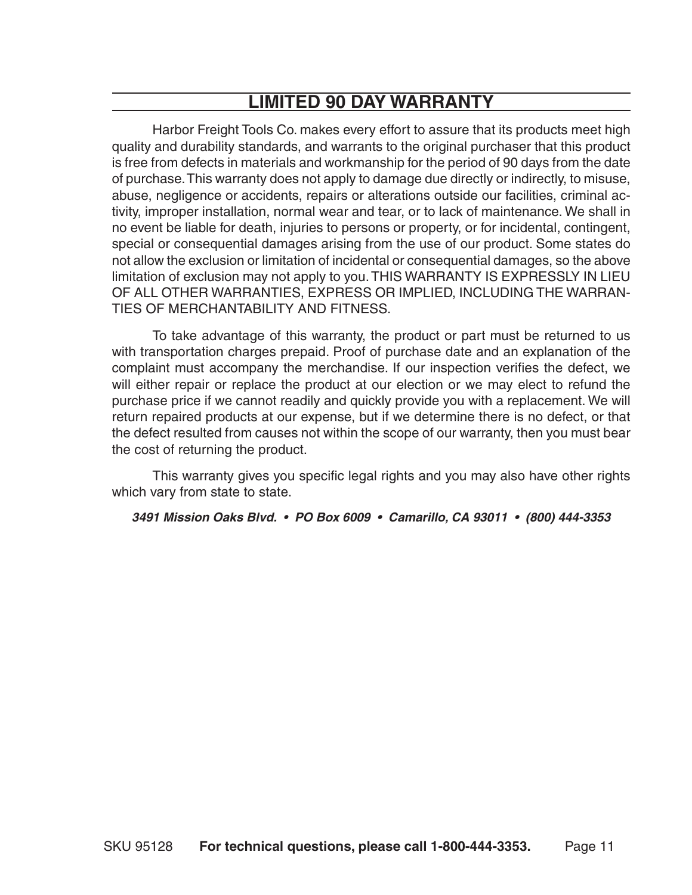## LIMITED 90 DAY WARRANTY

Harbor Freight Tools Co. makes every effort to assure that its products meet high quality and durability standards, and warrants to the original purchaser that this product is free from defects in materials and workmanship for the period of 90 days from the date of purchase. This warranty does not apply to damage due directly or indirectly, to misuse, abuse, negligence or accidents, repairs or alterations outside our facilities, criminal activity, improper installation, normal wear and tear, or to lack of maintenance. We shall in no event be liable for death, injuries to persons or property, or for incidental, contingent, special or consequential damages arising from the use of our product. Some states do not allow the exclusion or limitation of incidental or consequential damages, so the above limitation of exclusion may not apply to you. THIS WARRANTY IS EXPRESSLY IN LIEU OF ALL OTHER WARRANTIES, EXPRESS OR IMPLIED, INCLUDING THE WARRANTIES OF MERCHANTABILITY AND FITNESS.

To take advantage of this warranty, the product or part must be returned to us with transportation charges prepaid. Proof of purchase date and an explanation of the complaint must accompany the merchandise. If our inspection verifies the defect, we will either repair or replace the product at our election or we may elect to refund the purchase price if we cannot readily and quickly provide you with a replacement. We will return repaired products at our expense, but if we determine there is no defect, or that the defect resulted from causes not within the scope of our warranty, then you must bear the cost of returning the product.

This warranty gives you specific legal rights and you may also have other rights which vary from state to state.

***3491 Mission Oaks Blvd. • PO Box 6009 • Camarillo, CA 93011 • (800) 444-3353***